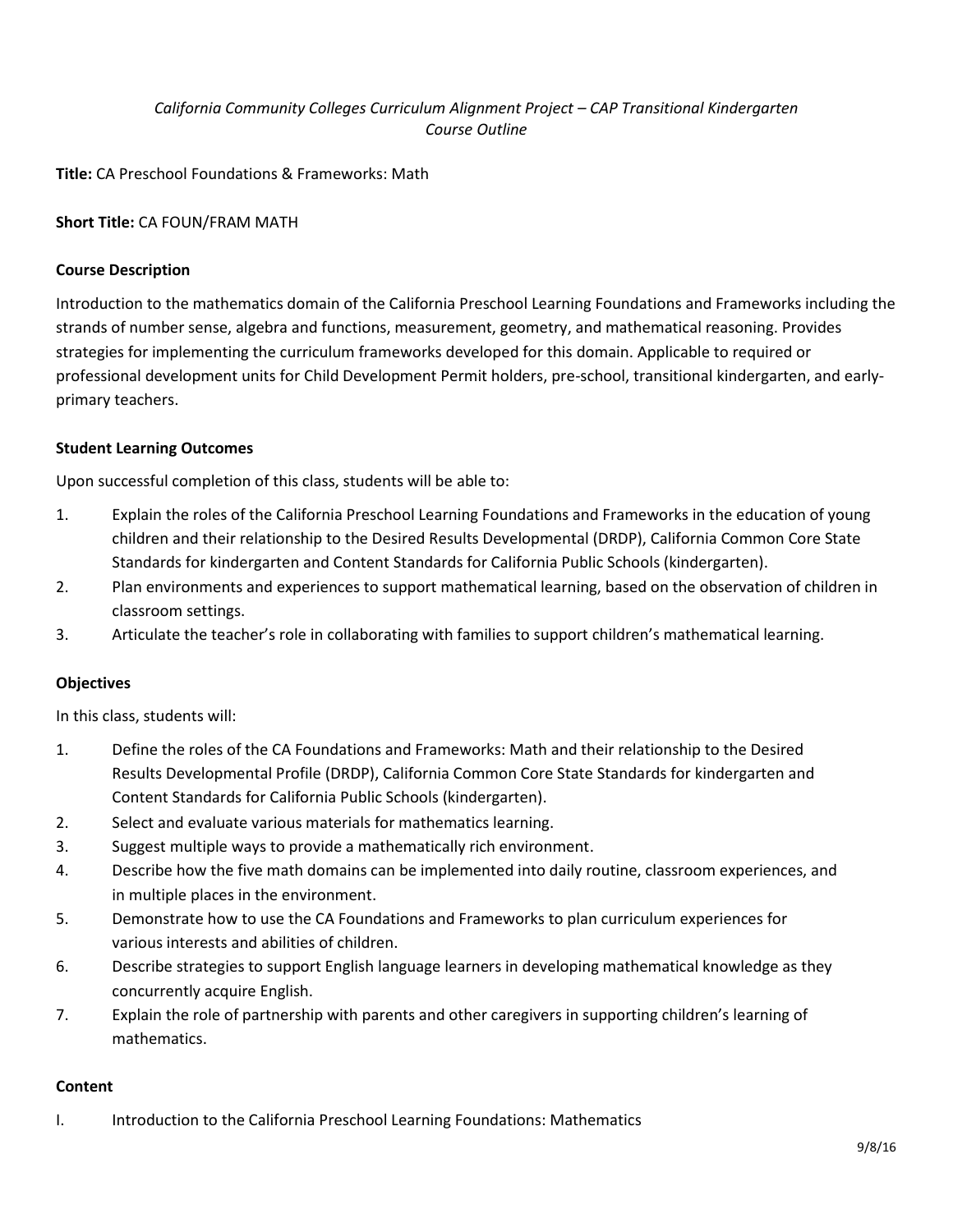*California Community Colleges Curriculum Alignment Project – CAP Transitional Kindergarten Course Outline*

**Title:** CA Preschool Foundations & Frameworks: Math

**Short Title:** CA FOUN/FRAM MATH

## Course Description

Introduction to the mathematics domain of the California Preschool Learning Foundations and Frameworks including the strands of number sense, algebra and functions, measurement, geometry, and mathematical reasoning. Provides strategies for implementing the curriculum frameworks developed for this domain. Applicable to required or professional development units for Child Development Permit holders, pre-school, transitional kindergarten, and early-primary teachers.

## Student Learning Outcomes

Upon successful completion of this class, students will be able to:

1. Explain the roles of the California Preschool Learning Foundations and Frameworks in the education of young children and their relationship to the Desired Results Developmental (DRDP), California Common Core State Standards for kindergarten and Content Standards for California Public Schools (kindergarten).
2. Plan environments and experiences to support mathematical learning, based on the observation of children in classroom settings.
3. Articulate the teacher's role in collaborating with families to support children's mathematical learning.

## Objectives

In this class, students will:

1. Define the roles of the CA Foundations and Frameworks: Math and their relationship to the Desired Results Developmental Profile (DRDP), California Common Core State Standards for kindergarten and Content Standards for California Public Schools (kindergarten).
2. Select and evaluate various materials for mathematics learning.
3. Suggest multiple ways to provide a mathematically rich environment.
4. Describe how the five math domains can be implemented into daily routine, classroom experiences, and in multiple places in the environment.
5. Demonstrate how to use the CA Foundations and Frameworks to plan curriculum experiences for various interests and abilities of children.
6. Describe strategies to support English language learners in developing mathematical knowledge as they concurrently acquire English.
7. Explain the role of partnership with parents and other caregivers in supporting children's learning of mathematics.

## Content

I. Introduction to the California Preschool Learning Foundations: Mathematics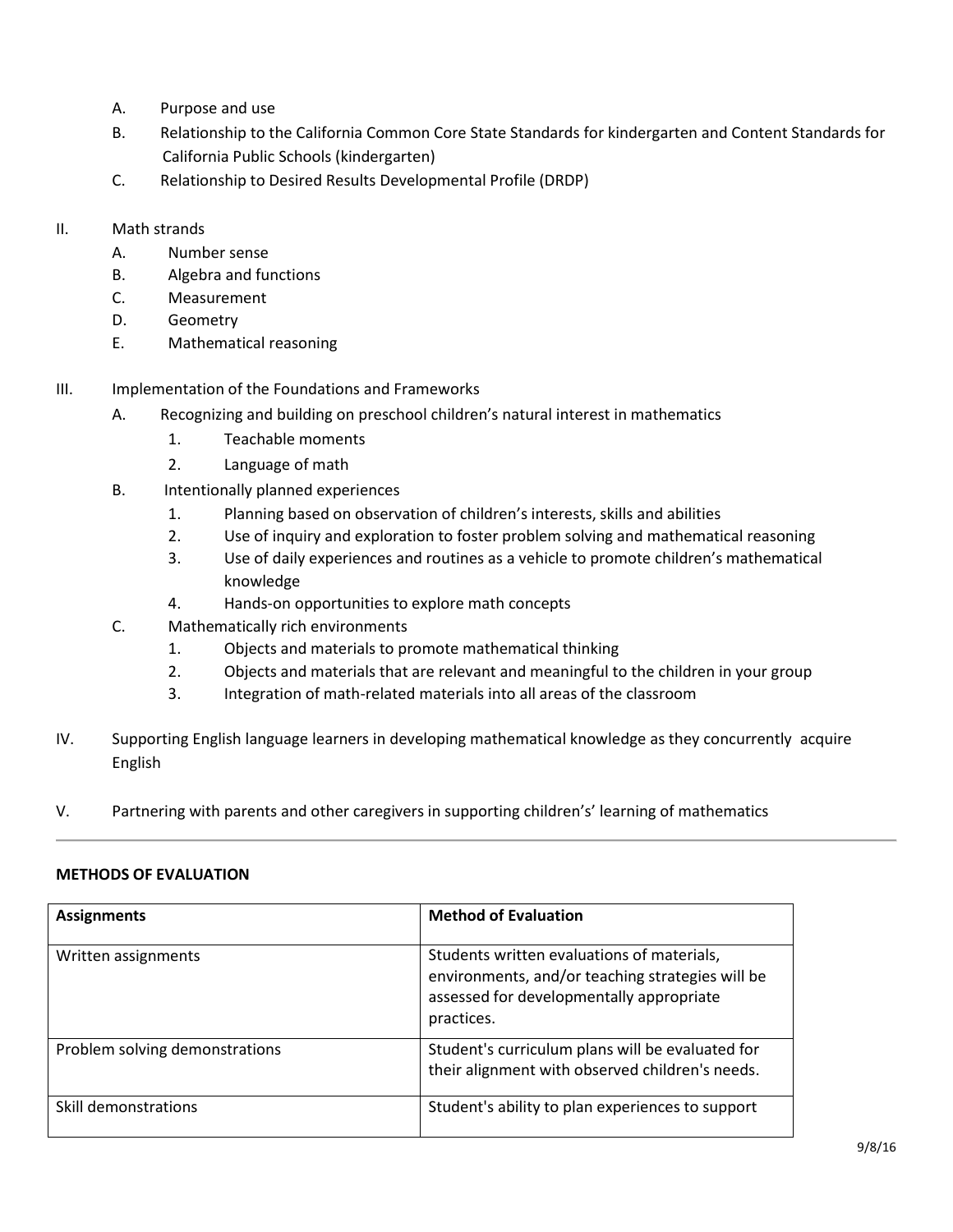A. Purpose and use
B. Relationship to the California Common Core State Standards for kindergarten and Content Standards for California Public Schools (kindergarten)
C. Relationship to Desired Results Developmental Profile (DRDP)

II. Math strands
  A. Number sense
  B. Algebra and functions
  C. Measurement
  D. Geometry
  E. Mathematical reasoning

III. Implementation of the Foundations and Frameworks
  A. Recognizing and building on preschool children's natural interest in mathematics
    1. Teachable moments
    2. Language of math
  B. Intentionally planned experiences
    1. Planning based on observation of children's interests, skills and abilities
    2. Use of inquiry and exploration to foster problem solving and mathematical reasoning
    3. Use of daily experiences and routines as a vehicle to promote children's mathematical knowledge
    4. Hands-on opportunities to explore math concepts
  C. Mathematically rich environments
    1. Objects and materials to promote mathematical thinking
    2. Objects and materials that are relevant and meaningful to the children in your group
    3. Integration of math-related materials into all areas of the classroom

IV. Supporting English language learners in developing mathematical knowledge as they concurrently acquire English

V. Partnering with parents and other caregivers in supporting childrens's' learning of mathematics

---

**METHODS OF EVALUATION**

| **Assignments** | **Method of Evaluation** |
|---|---|
| Written assignments | Students written evaluations of materials, environments, and/or teaching strategies will be assessed for developmentally appropriate practices. |
| Problem solving demonstrations | Student's curriculum plans will be evaluated for their alignment with observed children's needs. |
| Skill demonstrations | Student's ability to plan experiences to support |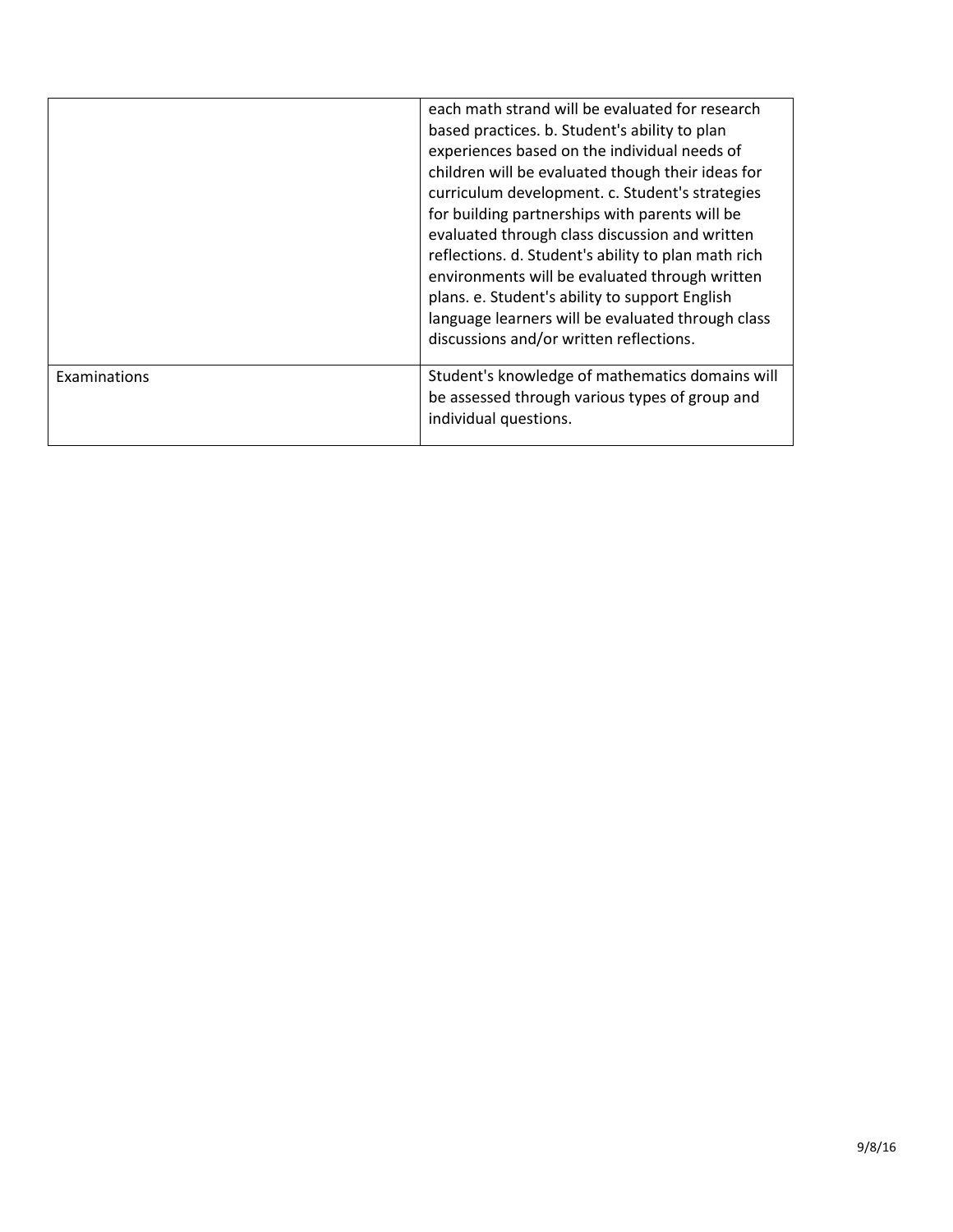| | |
|---|---|
| | each math strand will be evaluated for research based practices. b. Student's ability to plan experiences based on the individual needs of children will be evaluated though their ideas for curriculum development. c. Student's strategies for building partnerships with parents will be evaluated through class discussion and written reflections. d. Student's ability to plan math rich environments will be evaluated through written plans. e. Student's ability to support English language learners will be evaluated through class discussions and/or written reflections. |
| Examinations | Student's knowledge of mathematics domains will be assessed through various types of group and individual questions. |

9/8/16